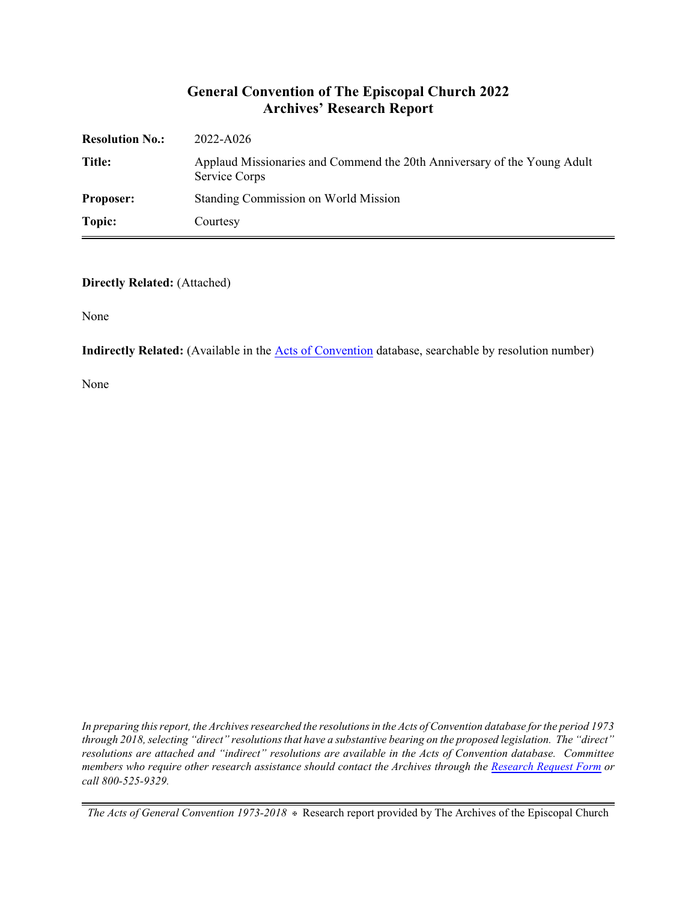# General Convention of The Episcopal Church 2022
## Archives' Research Report

| | |
|---|---|
| **Resolution No.:** | 2022-A026 |
| **Title:** | Applaud Missionaries and Commend the 20th Anniversary of the Young Adult Service Corps |
| **Proposer:** | Standing Commission on World Mission |
| **Topic:** | Courtesy |

**Directly Related:** (Attached)

None

**Indirectly Related:** (Available in the Acts of Convention database, searchable by resolution number)

None

*In preparing this report, the Archives researched the resolutions in the Acts of Convention database for the period 1973 through 2018, selecting "direct" resolutions that have a substantive bearing on the proposed legislation. The "direct" resolutions are attached and "indirect" resolutions are available in the Acts of Convention database. Committee members who require other research assistance should contact the Archives through the Research Request Form or call 800-525-9329.*

*The Acts of General Convention 1973-2018* ✠ Research report provided by The Archives of the Episcopal Church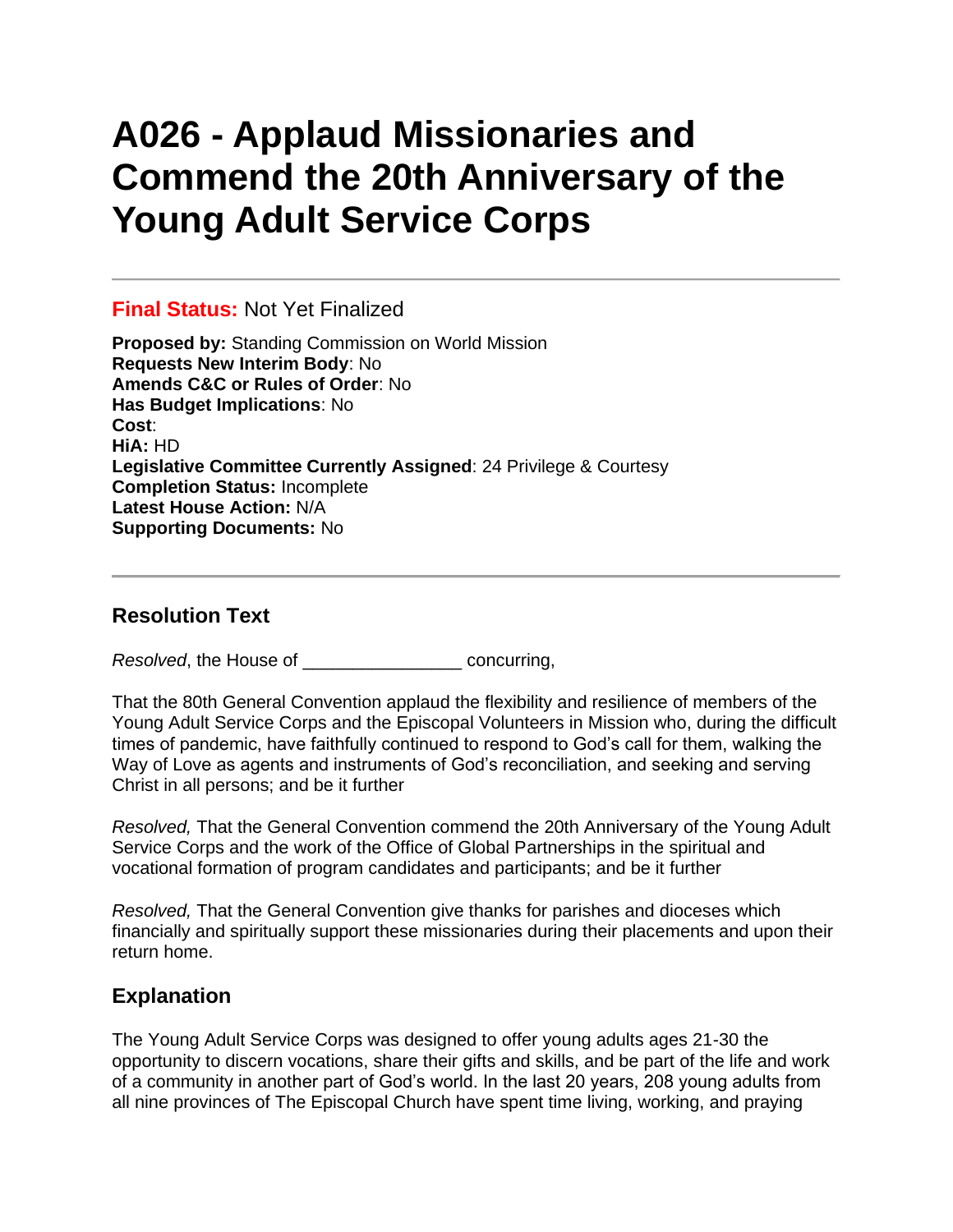# A026 - Applaud Missionaries and Commend the 20th Anniversary of the Young Adult Service Corps

---

**Final Status:** Not Yet Finalized

**Proposed by:** Standing Commission on World Mission
**Requests New Interim Body**: No
**Amends C&C or Rules of Order**: No
**Has Budget Implications**: No
**Cost**:
**HiA:** HD
**Legislative Committee Currently Assigned**: 24 Privilege & Courtesy
**Completion Status:** Incomplete
**Latest House Action:** N/A
**Supporting Documents:** No

---

## Resolution Text

*Resolved*, the House of ________________ concurring,

That the 80th General Convention applaud the flexibility and resilience of members of the Young Adult Service Corps and the Episcopal Volunteers in Mission who, during the difficult times of pandemic, have faithfully continued to respond to God's call for them, walking the Way of Love as agents and instruments of God's reconciliation, and seeking and serving Christ in all persons; and be it further

*Resolved,* That the General Convention commend the 20th Anniversary of the Young Adult Service Corps and the work of the Office of Global Partnerships in the spiritual and vocational formation of program candidates and participants; and be it further

*Resolved,* That the General Convention give thanks for parishes and dioceses which financially and spiritually support these missionaries during their placements and upon their return home.

## Explanation

The Young Adult Service Corps was designed to offer young adults ages 21-30 the opportunity to discern vocations, share their gifts and skills, and be part of the life and work of a community in another part of God's world. In the last 20 years, 208 young adults from all nine provinces of The Episcopal Church have spent time living, working, and praying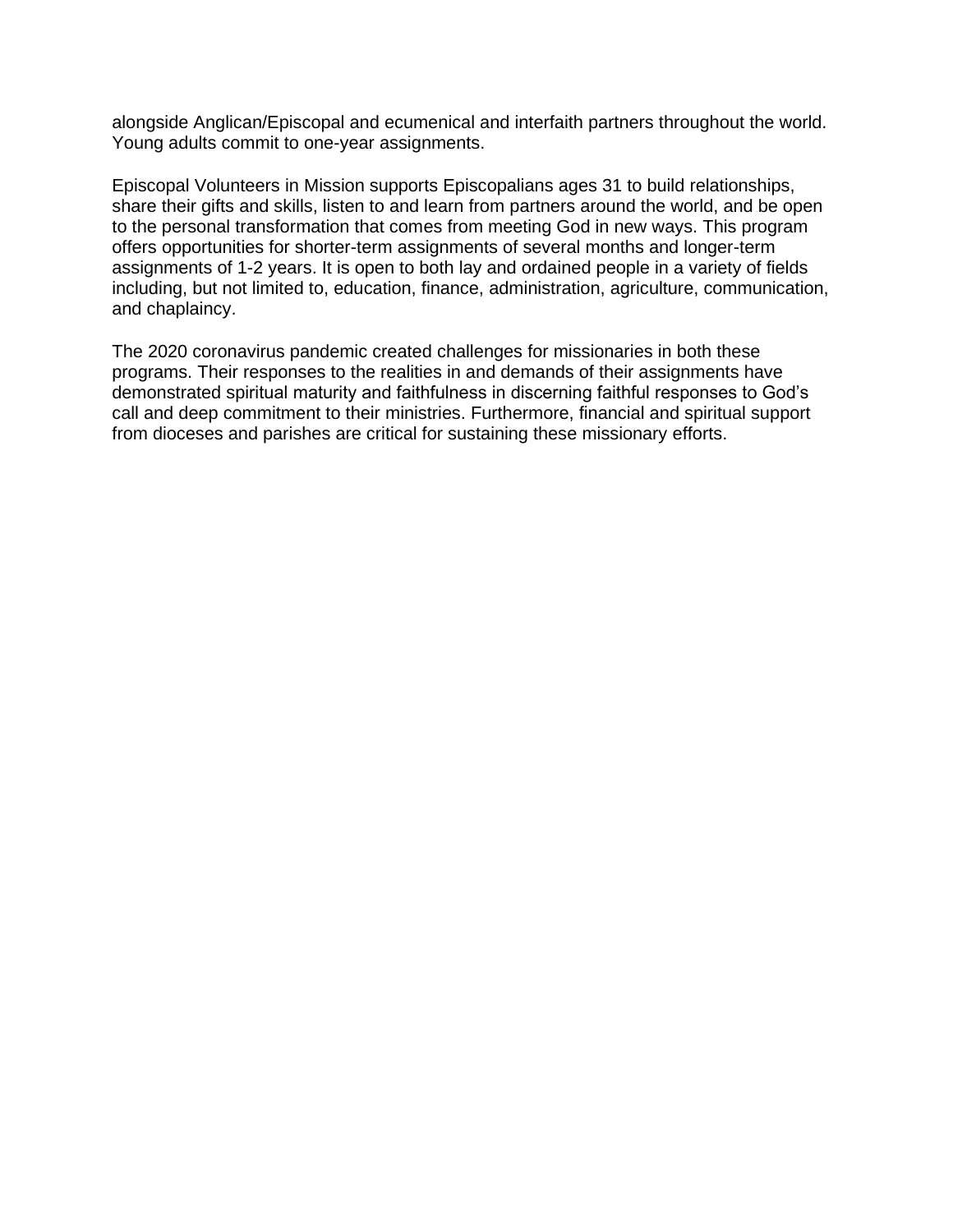alongside Anglican/Episcopal and ecumenical and interfaith partners throughout the world. Young adults commit to one-year assignments.

Episcopal Volunteers in Mission supports Episcopalians ages 31 to build relationships, share their gifts and skills, listen to and learn from partners around the world, and be open to the personal transformation that comes from meeting God in new ways. This program offers opportunities for shorter-term assignments of several months and longer-term assignments of 1-2 years. It is open to both lay and ordained people in a variety of fields including, but not limited to, education, finance, administration, agriculture, communication, and chaplaincy.

The 2020 coronavirus pandemic created challenges for missionaries in both these programs. Their responses to the realities in and demands of their assignments have demonstrated spiritual maturity and faithfulness in discerning faithful responses to God's call and deep commitment to their ministries. Furthermore, financial and spiritual support from dioceses and parishes are critical for sustaining these missionary efforts.